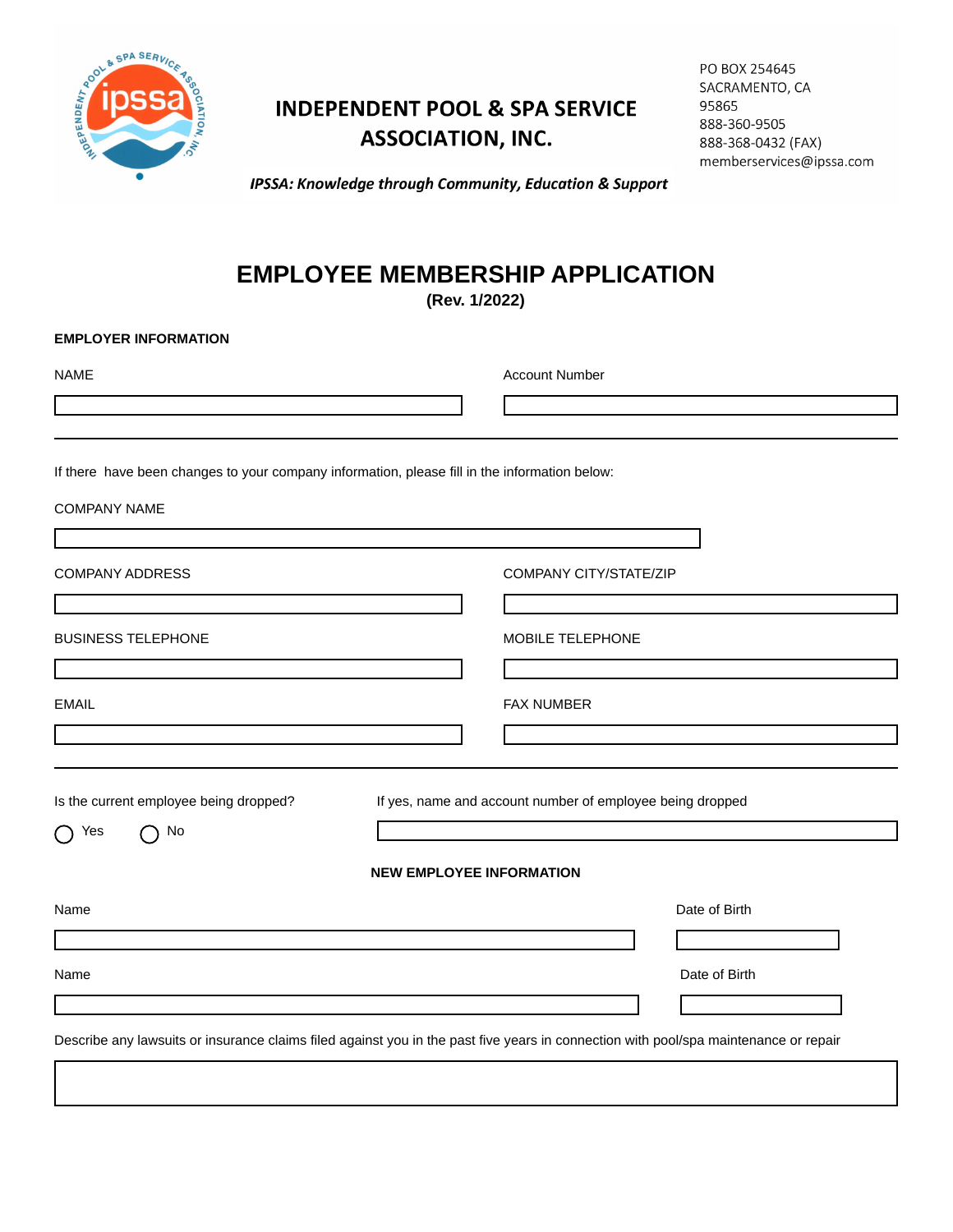# INDEPENDENT POOL & SPA SERVICE ASSOCIATION, INC.

PO BOX 254645
SACRAMENTO, CA
95865
888-360-9505
888-368-0432 (FAX)
memberservices@ipssa.com

***IPSSA: Knowledge through Community, Education & Support***

# EMPLOYEE MEMBERSHIP APPLICATION

**(Rev. 1/2022)**

**EMPLOYER INFORMATION**

NAME

Account Number

---

If there have been changes to your company information, please fill in the information below:

COMPANY NAME

COMPANY ADDRESS

COMPANY CITY/STATE/ZIP

BUSINESS TELEPHONE

MOBILE TELEPHONE

EMAIL

FAX NUMBER

---

Is the current employee being dropped?

○ Yes ○ No

If yes, name and account number of employee being dropped

**NEW EMPLOYEE INFORMATION**

Name

Date of Birth

Name

Date of Birth

Describe any lawsuits or insurance claims filed against you in the past five years in connection with pool/spa maintenance or repair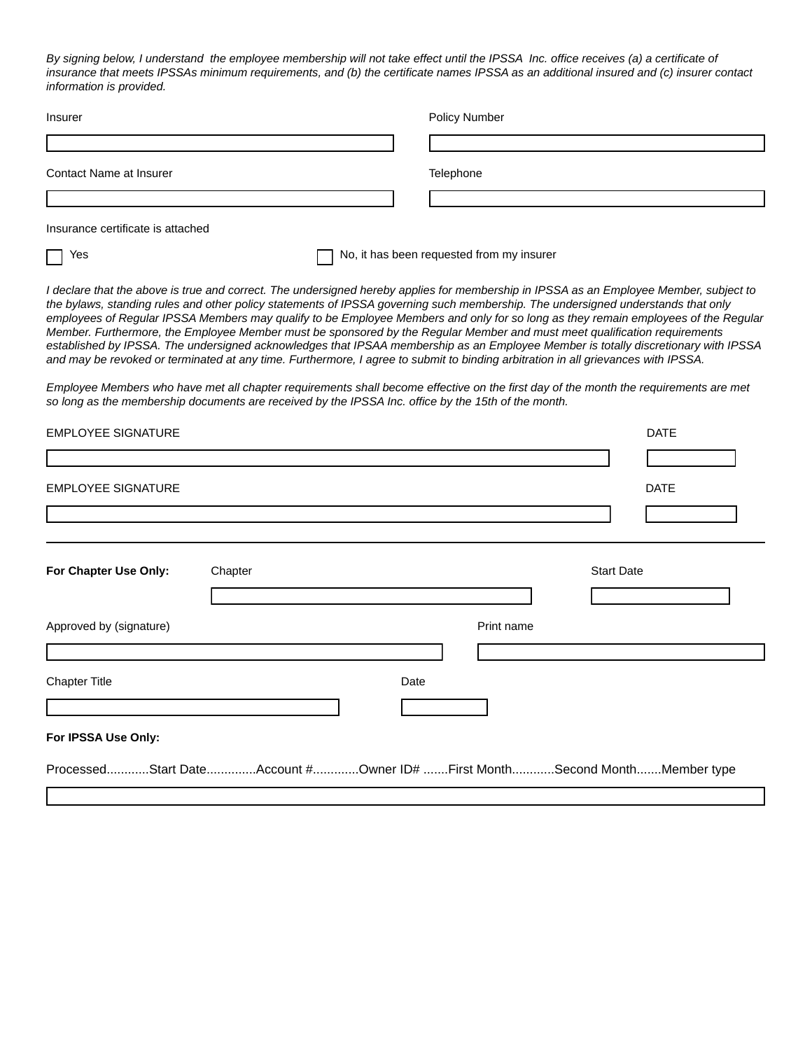*By signing below, I understand the employee membership will not take effect until the IPSSA Inc. office receives (a) a certificate of insurance that meets IPSSAs minimum requirements, and (b) the certificate names IPSSA as an additional insured and (c) insurer contact information is provided.*

Insurer

Policy Number

Contact Name at Insurer

Telephone

Insurance certificate is attached

☐ Yes

☐ No, it has been requested from my insurer

*I declare that the above is true and correct. The undersigned hereby applies for membership in IPSSA as an Employee Member, subject to the bylaws, standing rules and other policy statements of IPSSA governing such membership. The undersigned understands that only employees of Regular IPSSA Members may qualify to be Employee Members and only for so long as they remain employees of the Regular Member. Furthermore, the Employee Member must be sponsored by the Regular Member and must meet qualification requirements established by IPSSA. The undersigned acknowledges that IPSAA membership as an Employee Member is totally discretionary with IPSSA and may be revoked or terminated at any time. Furthermore, I agree to submit to binding arbitration in all grievances with IPSSA.*

*Employee Members who have met all chapter requirements shall become effective on the first day of the month the requirements are met so long as the membership documents are received by the IPSSA Inc. office by the 15th of the month.*

EMPLOYEE SIGNATURE

DATE

EMPLOYEE SIGNATURE

DATE

---

**For Chapter Use Only:**

Chapter

Start Date

Approved by (signature)

Print name

Chapter Title

Date

**For IPSSA Use Only:**

Processed............Start Date..............Account #............Owner ID# .......First Month............Second Month.......Member type